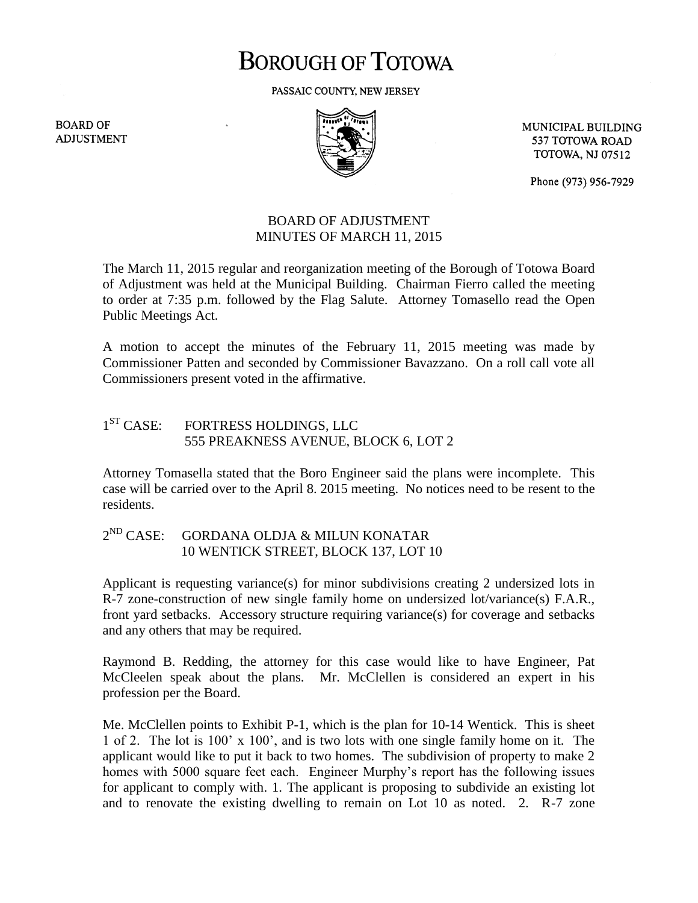# BOROUGH OF TOTOWA

PASSAIC COUNTY, NEW JERSEY

BOARD OF ADJUSTMENT

MUNICIPAL BUILDING
537 TOTOWA ROAD
TOTOWA, NJ 07512

Phone (973) 956-7929

## BOARD OF ADJUSTMENT
## MINUTES OF MARCH 11, 2015

The March 11, 2015 regular and reorganization meeting of the Borough of Totowa Board of Adjustment was held at the Municipal Building. Chairman Fierro called the meeting to order at 7:35 p.m. followed by the Flag Salute. Attorney Tomasello read the Open Public Meetings Act.

A motion to accept the minutes of the February 11, 2015 meeting was made by Commissioner Patten and seconded by Commissioner Bavazzano. On a roll call vote all Commissioners present voted in the affirmative.

1ST CASE: FORTRESS HOLDINGS, LLC
555 PREAKNESS AVENUE, BLOCK 6, LOT 2

Attorney Tomasella stated that the Boro Engineer said the plans were incomplete. This case will be carried over to the April 8. 2015 meeting. No notices need to be resent to the residents.

2ND CASE: GORDANA OLDJA & MILUN KONATAR
10 WENTICK STREET, BLOCK 137, LOT 10

Applicant is requesting variance(s) for minor subdivisions creating 2 undersized lots in R-7 zone-construction of new single family home on undersized lot/variance(s) F.A.R., front yard setbacks. Accessory structure requiring variance(s) for coverage and setbacks and any others that may be required.

Raymond B. Redding, the attorney for this case would like to have Engineer, Pat McCleelen speak about the plans. Mr. McClellen is considered an expert in his profession per the Board.

Me. McClellen points to Exhibit P-1, which is the plan for 10-14 Wentick. This is sheet 1 of 2. The lot is 100' x 100', and is two lots with one single family home on it. The applicant would like to put it back to two homes. The subdivision of property to make 2 homes with 5000 square feet each. Engineer Murphy's report has the following issues for applicant to comply with. 1. The applicant is proposing to subdivide an existing lot and to renovate the existing dwelling to remain on Lot 10 as noted. 2. R-7 zone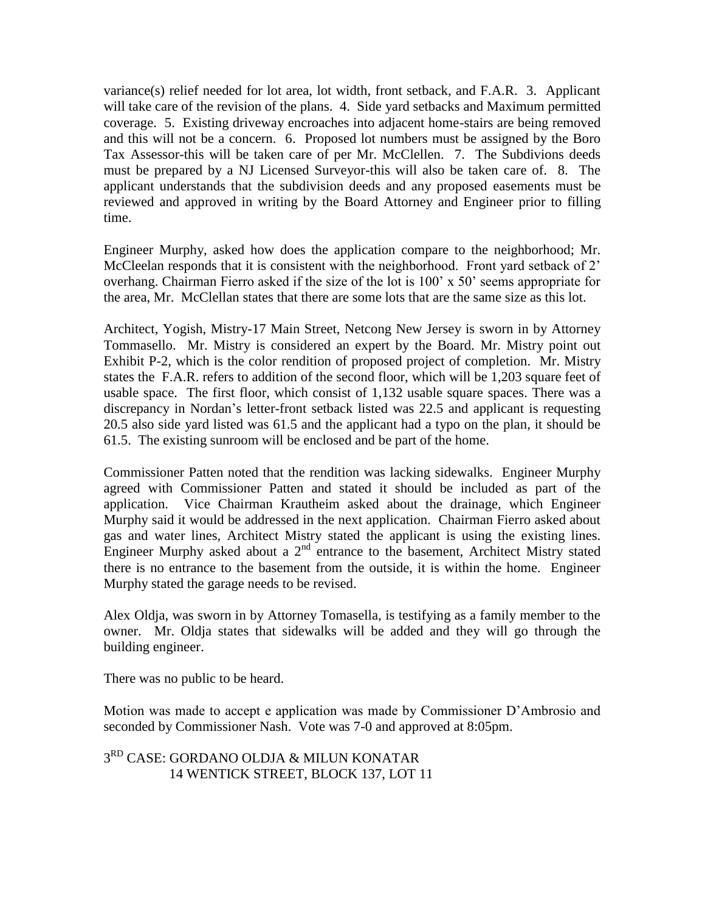variance(s) relief needed for lot area, lot width, front setback, and F.A.R. 3. Applicant will take care of the revision of the plans. 4. Side yard setbacks and Maximum permitted coverage. 5. Existing driveway encroaches into adjacent home-stairs are being removed and this will not be a concern. 6. Proposed lot numbers must be assigned by the Boro Tax Assessor-this will be taken care of per Mr. McClellen. 7. The Subdivions deeds must be prepared by a NJ Licensed Surveyor-this will also be taken care of. 8. The applicant understands that the subdivision deeds and any proposed easements must be reviewed and approved in writing by the Board Attorney and Engineer prior to filling time.

Engineer Murphy, asked how does the application compare to the neighborhood; Mr. McCleelan responds that it is consistent with the neighborhood. Front yard setback of 2' overhang. Chairman Fierro asked if the size of the lot is 100' x 50' seems appropriate for the area, Mr. McClellan states that there are some lots that are the same size as this lot.

Architect, Yogish, Mistry-17 Main Street, Netcong New Jersey is sworn in by Attorney Tommasello. Mr. Mistry is considered an expert by the Board. Mr. Mistry point out Exhibit P-2, which is the color rendition of proposed project of completion. Mr. Mistry states the F.A.R. refers to addition of the second floor, which will be 1,203 square feet of usable space. The first floor, which consist of 1,132 usable square spaces. There was a discrepancy in Nordan's letter-front setback listed was 22.5 and applicant is requesting 20.5 also side yard listed was 61.5 and the applicant had a typo on the plan, it should be 61.5. The existing sunroom will be enclosed and be part of the home.

Commissioner Patten noted that the rendition was lacking sidewalks. Engineer Murphy agreed with Commissioner Patten and stated it should be included as part of the application. Vice Chairman Krautheim asked about the drainage, which Engineer Murphy said it would be addressed in the next application. Chairman Fierro asked about gas and water lines, Architect Mistry stated the applicant is using the existing lines. Engineer Murphy asked about a 2nd entrance to the basement, Architect Mistry stated there is no entrance to the basement from the outside, it is within the home. Engineer Murphy stated the garage needs to be revised.

Alex Oldja, was sworn in by Attorney Tomasella, is testifying as a family member to the owner. Mr. Oldja states that sidewalks will be added and they will go through the building engineer.

There was no public to be heard.

Motion was made to accept e application was made by Commissioner D'Ambrosio and seconded by Commissioner Nash. Vote was 7-0 and approved at 8:05pm.

3RD CASE: GORDANO OLDJA & MILUN KONATAR
14 WENTICK STREET, BLOCK 137, LOT 11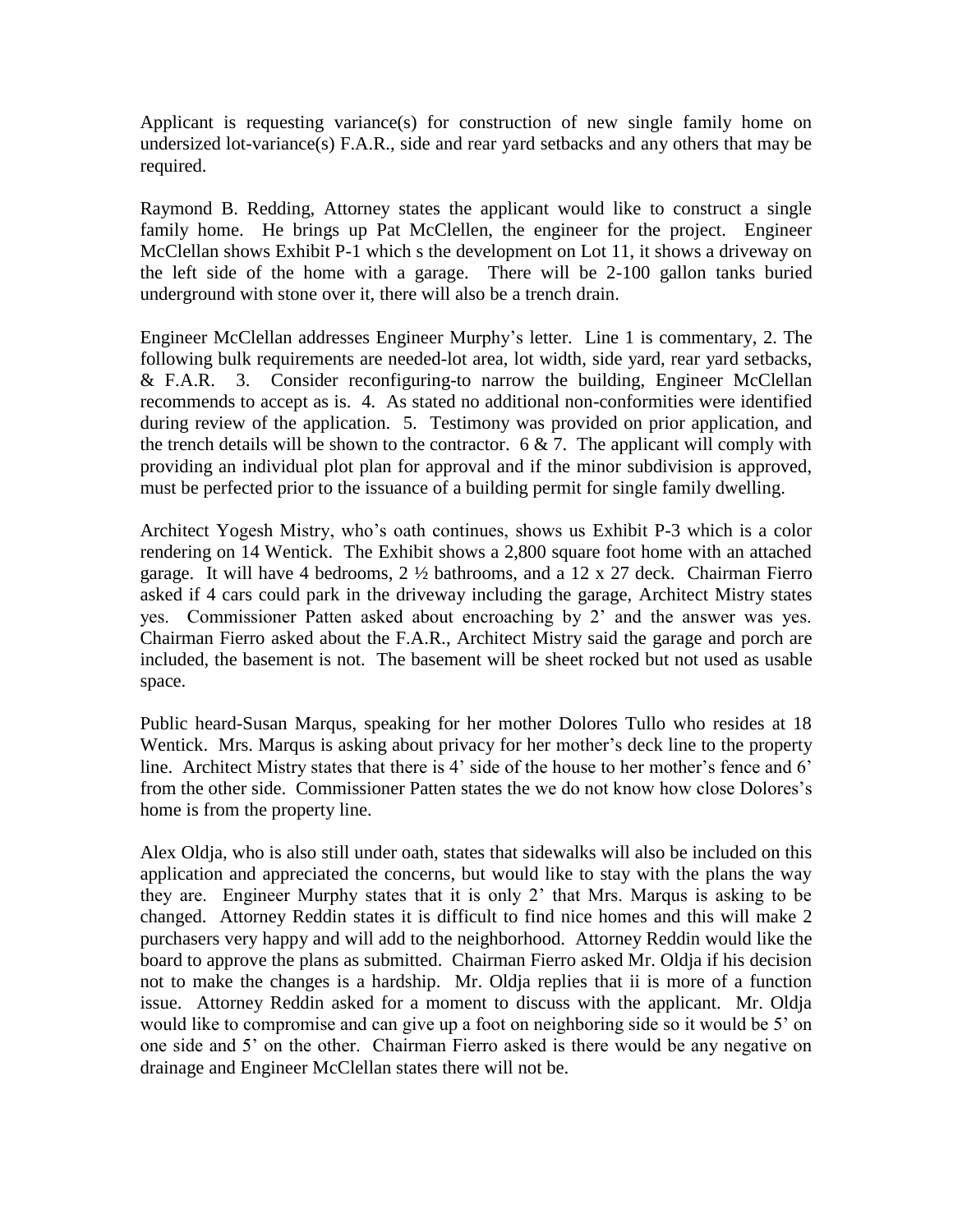Applicant is requesting variance(s) for construction of new single family home on undersized lot-variance(s) F.A.R., side and rear yard setbacks and any others that may be required.

Raymond B. Redding, Attorney states the applicant would like to construct a single family home. He brings up Pat McClellen, the engineer for the project. Engineer McClellan shows Exhibit P-1 which s the development on Lot 11, it shows a driveway on the left side of the home with a garage. There will be 2-100 gallon tanks buried underground with stone over it, there will also be a trench drain.

Engineer McClellan addresses Engineer Murphy's letter. Line 1 is commentary, 2. The following bulk requirements are needed-lot area, lot width, side yard, rear yard setbacks, & F.A.R. 3. Consider reconfiguring-to narrow the building, Engineer McClellan recommends to accept as is. 4. As stated no additional non-conformities were identified during review of the application. 5. Testimony was provided on prior application, and the trench details will be shown to the contractor. 6 & 7. The applicant will comply with providing an individual plot plan for approval and if the minor subdivision is approved, must be perfected prior to the issuance of a building permit for single family dwelling.

Architect Yogesh Mistry, who's oath continues, shows us Exhibit P-3 which is a color rendering on 14 Wentick. The Exhibit shows a 2,800 square foot home with an attached garage. It will have 4 bedrooms, 2 ½ bathrooms, and a 12 x 27 deck. Chairman Fierro asked if 4 cars could park in the driveway including the garage, Architect Mistry states yes. Commissioner Patten asked about encroaching by 2' and the answer was yes. Chairman Fierro asked about the F.A.R., Architect Mistry said the garage and porch are included, the basement is not. The basement will be sheet rocked but not used as usable space.

Public heard-Susan Marqus, speaking for her mother Dolores Tullo who resides at 18 Wentick. Mrs. Marqus is asking about privacy for her mother's deck line to the property line. Architect Mistry states that there is 4' side of the house to her mother's fence and 6' from the other side. Commissioner Patten states the we do not know how close Dolores's home is from the property line.

Alex Oldja, who is also still under oath, states that sidewalks will also be included on this application and appreciated the concerns, but would like to stay with the plans the way they are. Engineer Murphy states that it is only 2' that Mrs. Marqus is asking to be changed. Attorney Reddin states it is difficult to find nice homes and this will make 2 purchasers very happy and will add to the neighborhood. Attorney Reddin would like the board to approve the plans as submitted. Chairman Fierro asked Mr. Oldja if his decision not to make the changes is a hardship. Mr. Oldja replies that ii is more of a function issue. Attorney Reddin asked for a moment to discuss with the applicant. Mr. Oldja would like to compromise and can give up a foot on neighboring side so it would be 5' on one side and 5' on the other. Chairman Fierro asked is there would be any negative on drainage and Engineer McClellan states there will not be.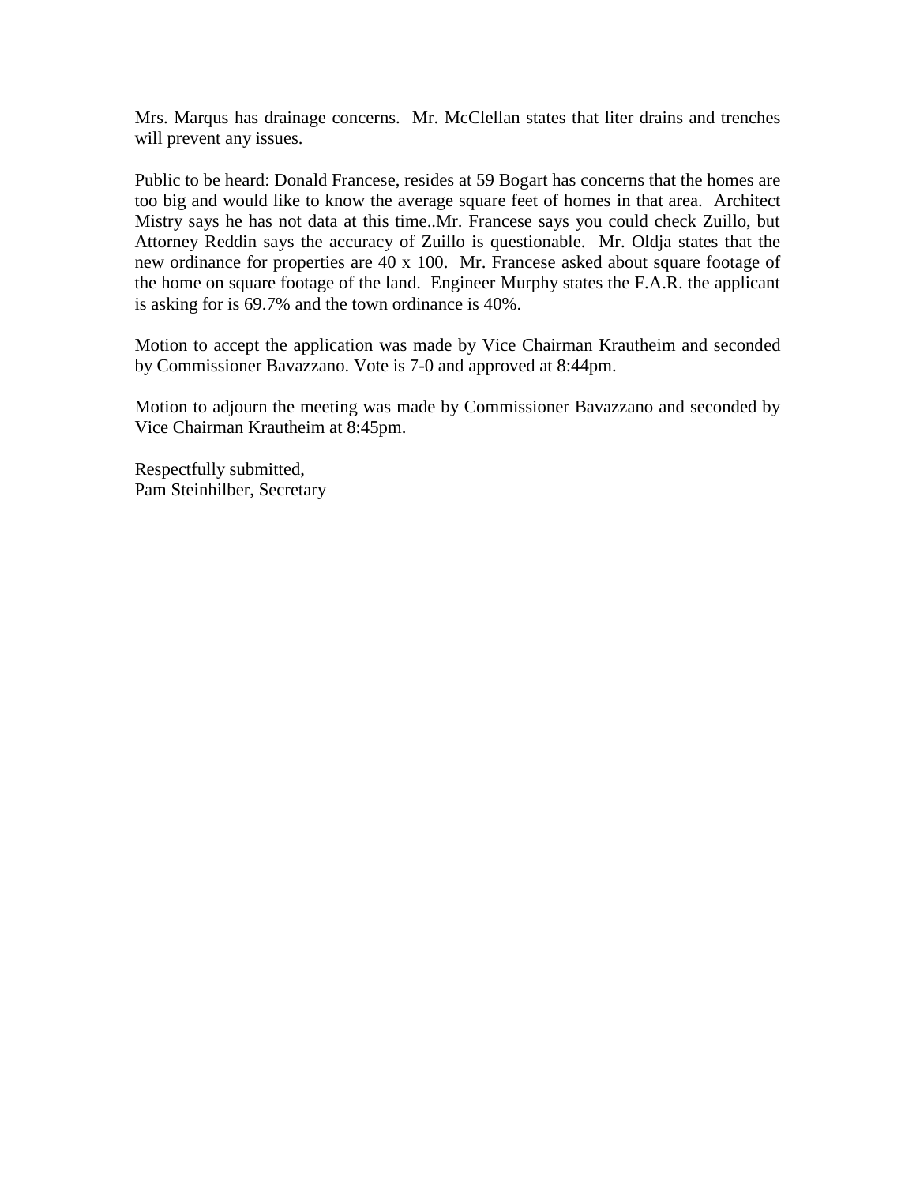Mrs. Marqus has drainage concerns. Mr. McClellan states that liter drains and trenches will prevent any issues.

Public to be heard: Donald Francese, resides at 59 Bogart has concerns that the homes are too big and would like to know the average square feet of homes in that area. Architect Mistry says he has not data at this time..Mr. Francese says you could check Zuillo, but Attorney Reddin says the accuracy of Zuillo is questionable. Mr. Oldja states that the new ordinance for properties are 40 x 100. Mr. Francese asked about square footage of the home on square footage of the land. Engineer Murphy states the F.A.R. the applicant is asking for is 69.7% and the town ordinance is 40%.

Motion to accept the application was made by Vice Chairman Krautheim and seconded by Commissioner Bavazzano. Vote is 7-0 and approved at 8:44pm.

Motion to adjourn the meeting was made by Commissioner Bavazzano and seconded by Vice Chairman Krautheim at 8:45pm.

Respectfully submitted,  
Pam Steinhilber, Secretary